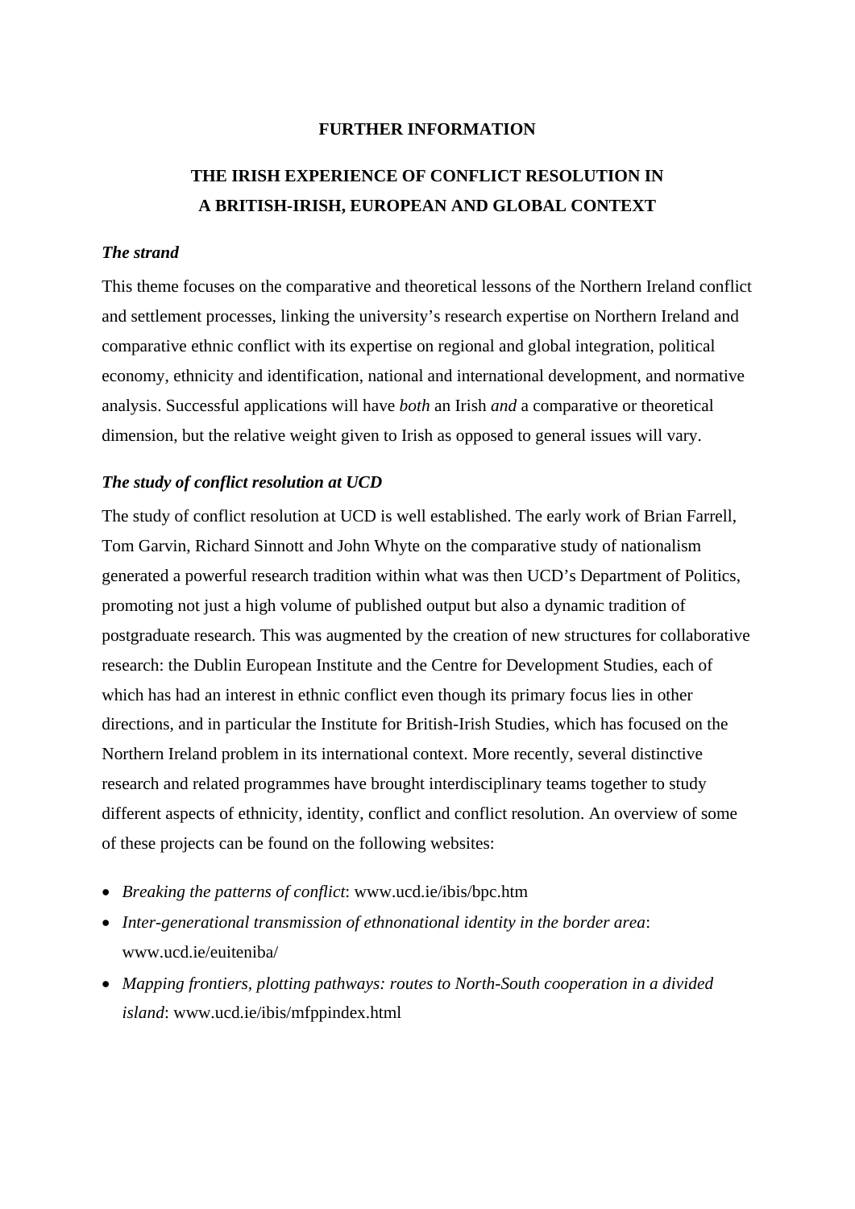# FURTHER INFORMATION

## THE IRISH EXPERIENCE OF CONFLICT RESOLUTION IN A BRITISH-IRISH, EUROPEAN AND GLOBAL CONTEXT

### *The strand*

This theme focuses on the comparative and theoretical lessons of the Northern Ireland conflict and settlement processes, linking the university's research expertise on Northern Ireland and comparative ethnic conflict with its expertise on regional and global integration, political economy, ethnicity and identification, national and international development, and normative analysis. Successful applications will have *both* an Irish *and* a comparative or theoretical dimension, but the relative weight given to Irish as opposed to general issues will vary.

### *The study of conflict resolution at UCD*

The study of conflict resolution at UCD is well established. The early work of Brian Farrell, Tom Garvin, Richard Sinnott and John Whyte on the comparative study of nationalism generated a powerful research tradition within what was then UCD's Department of Politics, promoting not just a high volume of published output but also a dynamic tradition of postgraduate research. This was augmented by the creation of new structures for collaborative research: the Dublin European Institute and the Centre for Development Studies, each of which has had an interest in ethnic conflict even though its primary focus lies in other directions, and in particular the Institute for British-Irish Studies, which has focused on the Northern Ireland problem in its international context. More recently, several distinctive research and related programmes have brought interdisciplinary teams together to study different aspects of ethnicity, identity, conflict and conflict resolution. An overview of some of these projects can be found on the following websites:

- *Breaking the patterns of conflict*: www.ucd.ie/ibis/bpc.htm
- *Inter-generational transmission of ethnonational identity in the border area*: www.ucd.ie/euiteniba/
- *Mapping frontiers, plotting pathways: routes to North-South cooperation in a divided island*: www.ucd.ie/ibis/mfppindex.html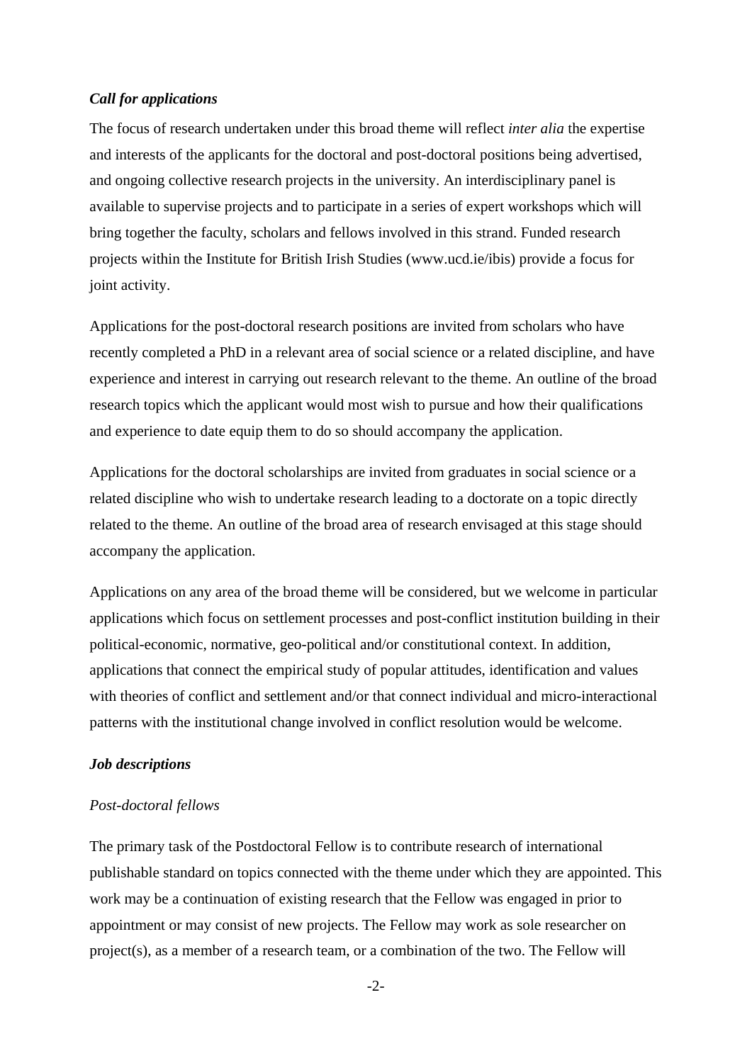### *Call for applications*

The focus of research undertaken under this broad theme will reflect *inter alia* the expertise and interests of the applicants for the doctoral and post-doctoral positions being advertised, and ongoing collective research projects in the university. An interdisciplinary panel is available to supervise projects and to participate in a series of expert workshops which will bring together the faculty, scholars and fellows involved in this strand. Funded research projects within the Institute for British Irish Studies (www.ucd.ie/ibis) provide a focus for joint activity.

Applications for the post-doctoral research positions are invited from scholars who have recently completed a PhD in a relevant area of social science or a related discipline, and have experience and interest in carrying out research relevant to the theme. An outline of the broad research topics which the applicant would most wish to pursue and how their qualifications and experience to date equip them to do so should accompany the application.

Applications for the doctoral scholarships are invited from graduates in social science or a related discipline who wish to undertake research leading to a doctorate on a topic directly related to the theme. An outline of the broad area of research envisaged at this stage should accompany the application.

Applications on any area of the broad theme will be considered, but we welcome in particular applications which focus on settlement processes and post-conflict institution building in their political-economic, normative, geo-political and/or constitutional context. In addition, applications that connect the empirical study of popular attitudes, identification and values with theories of conflict and settlement and/or that connect individual and micro-interactional patterns with the institutional change involved in conflict resolution would be welcome.

### *Job descriptions*

*Post-doctoral fellows*

The primary task of the Postdoctoral Fellow is to contribute research of international publishable standard on topics connected with the theme under which they are appointed. This work may be a continuation of existing research that the Fellow was engaged in prior to appointment or may consist of new projects. The Fellow may work as sole researcher on project(s), as a member of a research team, or a combination of the two. The Fellow will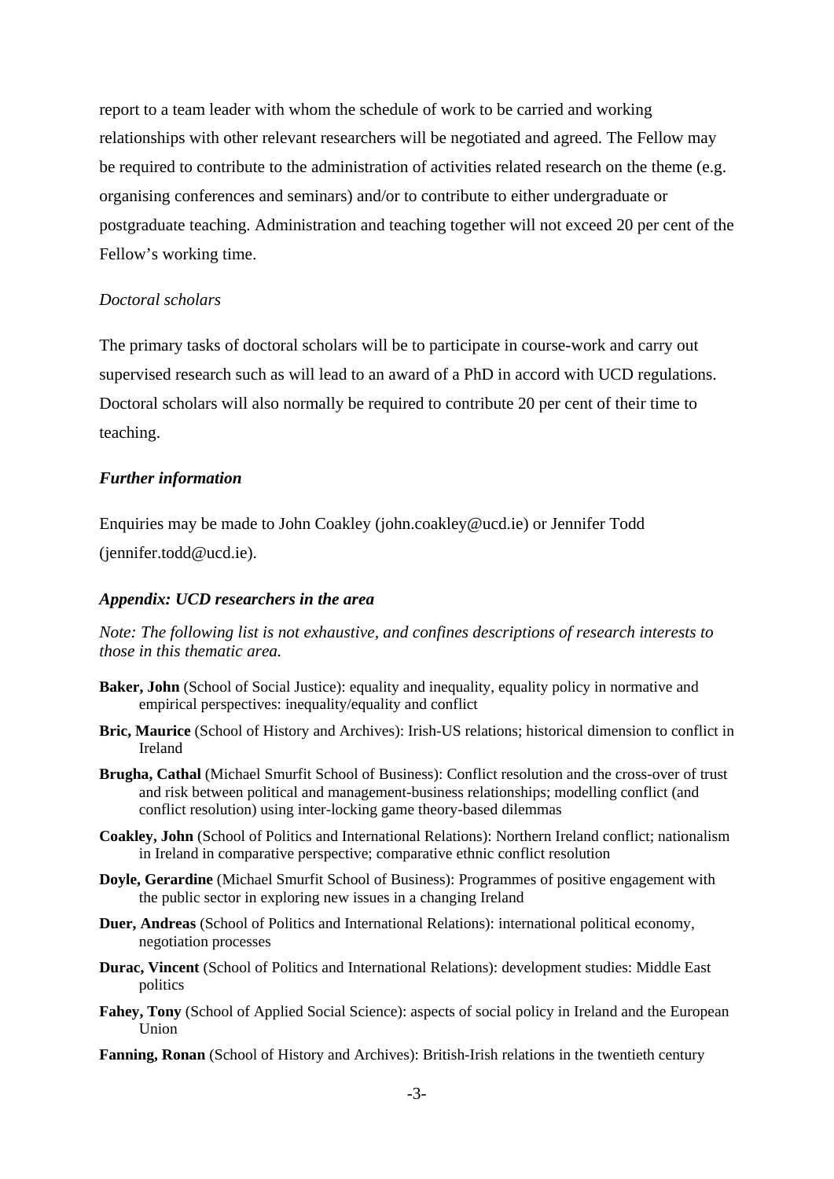report to a team leader with whom the schedule of work to be carried and working relationships with other relevant researchers will be negotiated and agreed. The Fellow may be required to contribute to the administration of activities related research on the theme (e.g. organising conferences and seminars) and/or to contribute to either undergraduate or postgraduate teaching. Administration and teaching together will not exceed 20 per cent of the Fellow's working time.

*Doctoral scholars*

The primary tasks of doctoral scholars will be to participate in course-work and carry out supervised research such as will lead to an award of a PhD in accord with UCD regulations. Doctoral scholars will also normally be required to contribute 20 per cent of their time to teaching.

***Further information***

Enquiries may be made to John Coakley (john.coakley@ucd.ie) or Jennifer Todd (jennifer.todd@ucd.ie).

***Appendix: UCD researchers in the area***

*Note: The following list is not exhaustive, and confines descriptions of research interests to those in this thematic area.*

**Baker, John** (School of Social Justice): equality and inequality, equality policy in normative and empirical perspectives: inequality/equality and conflict

**Bric, Maurice** (School of History and Archives): Irish-US relations; historical dimension to conflict in Ireland

**Brugha, Cathal** (Michael Smurfit School of Business): Conflict resolution and the cross-over of trust and risk between political and management-business relationships; modelling conflict (and conflict resolution) using inter-locking game theory-based dilemmas

**Coakley, John** (School of Politics and International Relations): Northern Ireland conflict; nationalism in Ireland in comparative perspective; comparative ethnic conflict resolution

**Doyle, Gerardine** (Michael Smurfit School of Business): Programmes of positive engagement with the public sector in exploring new issues in a changing Ireland

**Duer, Andreas** (School of Politics and International Relations): international political economy, negotiation processes

**Durac, Vincent** (School of Politics and International Relations): development studies: Middle East politics

**Fahey, Tony** (School of Applied Social Science): aspects of social policy in Ireland and the European Union

**Fanning, Ronan** (School of History and Archives): British-Irish relations in the twentieth century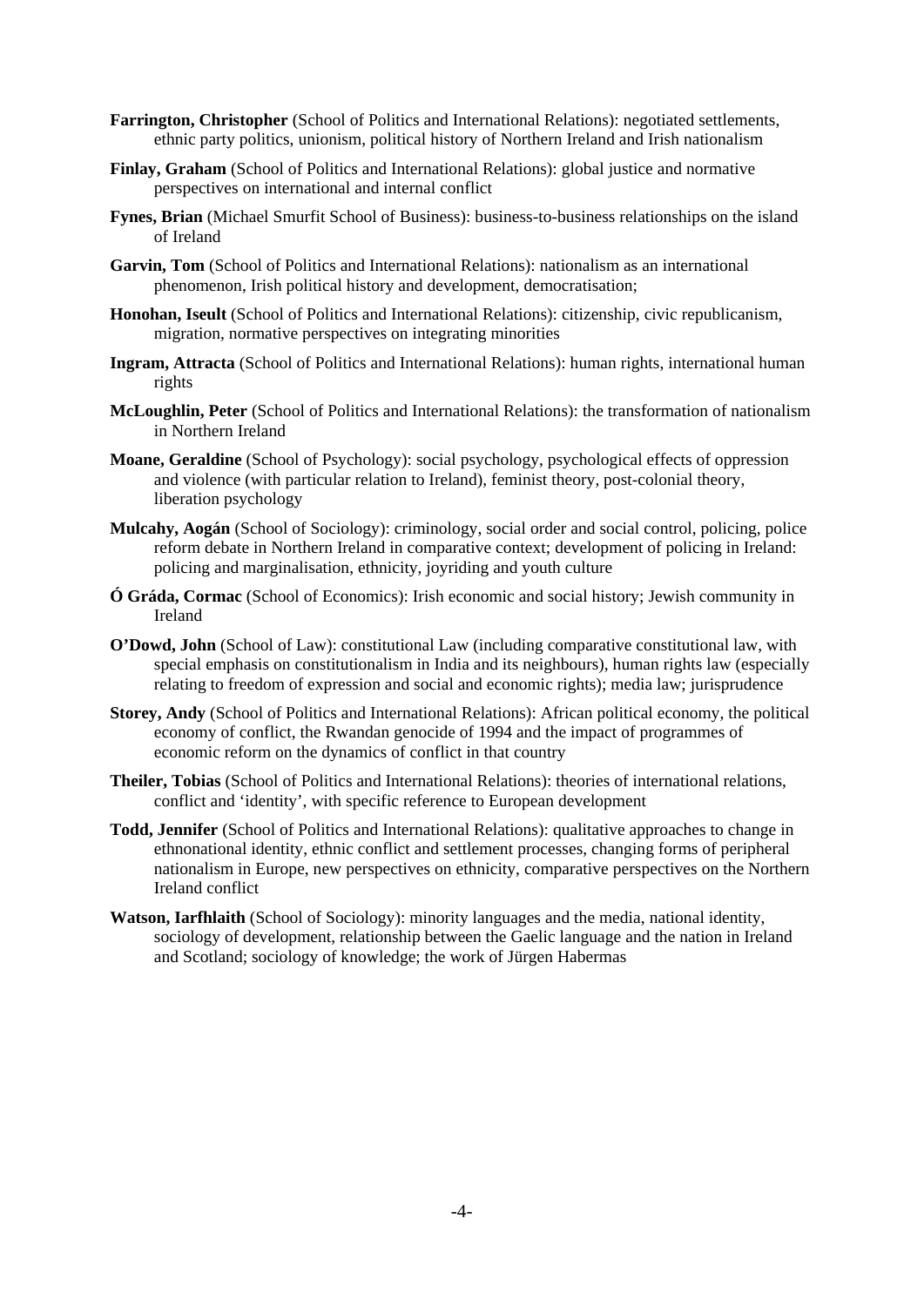**Farrington, Christopher** (School of Politics and International Relations): negotiated settlements, ethnic party politics, unionism, political history of Northern Ireland and Irish nationalism

**Finlay, Graham** (School of Politics and International Relations): global justice and normative perspectives on international and internal conflict

**Fynes, Brian** (Michael Smurfit School of Business): business-to-business relationships on the island of Ireland

**Garvin, Tom** (School of Politics and International Relations): nationalism as an international phenomenon, Irish political history and development, democratisation;

**Honohan, Iseult** (School of Politics and International Relations): citizenship, civic republicanism, migration, normative perspectives on integrating minorities

**Ingram, Attracta** (School of Politics and International Relations): human rights, international human rights

**McLoughlin, Peter** (School of Politics and International Relations): the transformation of nationalism in Northern Ireland

**Moane, Geraldine** (School of Psychology): social psychology, psychological effects of oppression and violence (with particular relation to Ireland), feminist theory, post-colonial theory, liberation psychology

**Mulcahy, Aogán** (School of Sociology): criminology, social order and social control, policing, police reform debate in Northern Ireland in comparative context; development of policing in Ireland: policing and marginalisation, ethnicity, joyriding and youth culture

**Ó Gráda, Cormac** (School of Economics): Irish economic and social history; Jewish community in Ireland

**O'Dowd, John** (School of Law): constitutional Law (including comparative constitutional law, with special emphasis on constitutionalism in India and its neighbours), human rights law (especially relating to freedom of expression and social and economic rights); media law; jurisprudence

**Storey, Andy** (School of Politics and International Relations): African political economy, the political economy of conflict, the Rwandan genocide of 1994 and the impact of programmes of economic reform on the dynamics of conflict in that country

**Theiler, Tobias** (School of Politics and International Relations): theories of international relations, conflict and 'identity', with specific reference to European development

**Todd, Jennifer** (School of Politics and International Relations): qualitative approaches to change in ethnonational identity, ethnic conflict and settlement processes, changing forms of peripheral nationalism in Europe, new perspectives on ethnicity, comparative perspectives on the Northern Ireland conflict

**Watson, Iarfhlaith** (School of Sociology): minority languages and the media, national identity, sociology of development, relationship between the Gaelic language and the nation in Ireland and Scotland; sociology of knowledge; the work of Jürgen Habermas